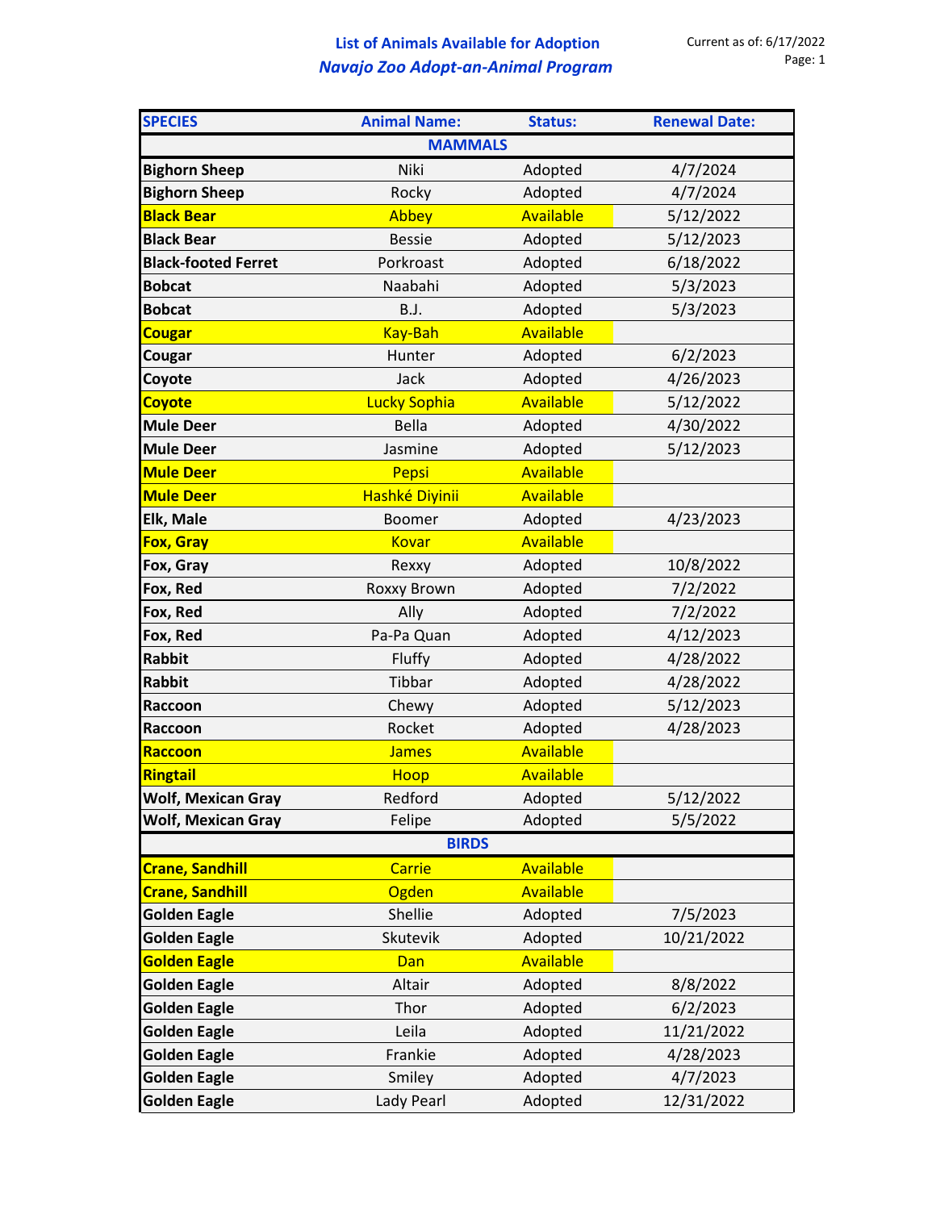# List of Animals Available for Adoption

## *Navajo Zoo Adopt-an-Animal Program*

Current as of: 6/17/2022

| SPECIES | Animal Name: | Status: | Renewal Date: |
|---|---|---|---|
| **MAMMALS** | | | |
| **Bighorn Sheep** | Niki | Adopted | 4/7/2024 |
| **Bighorn Sheep** | Rocky | Adopted | 4/7/2024 |
| **Black Bear** | Abbey | Available | 5/12/2022 |
| **Black Bear** | Bessie | Adopted | 5/12/2023 |
| **Black-footed Ferret** | Porkroast | Adopted | 6/18/2022 |
| **Bobcat** | Naabahi | Adopted | 5/3/2023 |
| **Bobcat** | B.J. | Adopted | 5/3/2023 |
| **Cougar** | Kay-Bah | Available | |
| **Cougar** | Hunter | Adopted | 6/2/2023 |
| **Coyote** | Jack | Adopted | 4/26/2023 |
| **Coyote** | Lucky Sophia | Available | 5/12/2022 |
| **Mule Deer** | Bella | Adopted | 4/30/2022 |
| **Mule Deer** | Jasmine | Adopted | 5/12/2023 |
| **Mule Deer** | Pepsi | Available | |
| **Mule Deer** | Hashké Diyinii | Available | |
| **Elk, Male** | Boomer | Adopted | 4/23/2023 |
| **Fox, Gray** | Kovar | Available | |
| **Fox, Gray** | Rexxy | Adopted | 10/8/2022 |
| **Fox, Red** | Roxxy Brown | Adopted | 7/2/2022 |
| **Fox, Red** | Ally | Adopted | 7/2/2022 |
| **Fox, Red** | Pa-Pa Quan | Adopted | 4/12/2023 |
| **Rabbit** | Fluffy | Adopted | 4/28/2022 |
| **Rabbit** | Tibbar | Adopted | 4/28/2022 |
| **Raccoon** | Chewy | Adopted | 5/12/2023 |
| **Raccoon** | Rocket | Adopted | 4/28/2023 |
| **Raccoon** | James | Available | |
| **Ringtail** | Hoop | Available | |
| **Wolf, Mexican Gray** | Redford | Adopted | 5/12/2022 |
| **Wolf, Mexican Gray** | Felipe | Adopted | 5/5/2022 |
| **BIRDS** | | | |
| **Crane, Sandhill** | Carrie | Available | |
| **Crane, Sandhill** | Ogden | Available | |
| **Golden Eagle** | Shellie | Adopted | 7/5/2023 |
| **Golden Eagle** | Skutevik | Adopted | 10/21/2022 |
| **Golden Eagle** | Dan | Available | |
| **Golden Eagle** | Altair | Adopted | 8/8/2022 |
| **Golden Eagle** | Thor | Adopted | 6/2/2023 |
| **Golden Eagle** | Leila | Adopted | 11/21/2022 |
| **Golden Eagle** | Frankie | Adopted | 4/28/2023 |
| **Golden Eagle** | Smiley | Adopted | 4/7/2023 |
| **Golden Eagle** | Lady Pearl | Adopted | 12/31/2022 |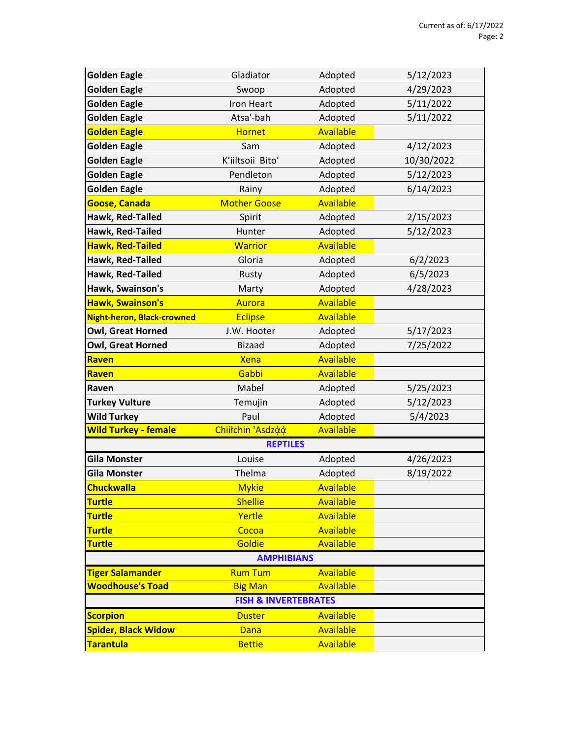| | | | |
|---|---|---|---|
| **Golden Eagle** | Gladiator | Adopted | 5/12/2023 |
| **Golden Eagle** | Swoop | Adopted | 4/29/2023 |
| **Golden Eagle** | Iron Heart | Adopted | 5/11/2022 |
| **Golden Eagle** | Atsa'-bah | Adopted | 5/11/2022 |
| **Golden Eagle** | Hornet | Available | |
| **Golden Eagle** | Sam | Adopted | 4/12/2023 |
| **Golden Eagle** | K'iiltsoii Bito' | Adopted | 10/30/2022 |
| **Golden Eagle** | Pendleton | Adopted | 5/12/2023 |
| **Golden Eagle** | Rainy | Adopted | 6/14/2023 |
| **Goose, Canada** | Mother Goose | Available | |
| **Hawk, Red-Tailed** | Spirit | Adopted | 2/15/2023 |
| **Hawk, Red-Tailed** | Hunter | Adopted | 5/12/2023 |
| **Hawk, Red-Tailed** | Warrior | Available | |
| **Hawk, Red-Tailed** | Gloria | Adopted | 6/2/2023 |
| **Hawk, Red-Tailed** | Rusty | Adopted | 6/5/2023 |
| **Hawk, Swainson's** | Marty | Adopted | 4/28/2023 |
| **Hawk, Swainson's** | Aurora | Available | |
| **Night-heron, Black-crowned** | Eclipse | Available | |
| **Owl, Great Horned** | J.W. Hooter | Adopted | 5/17/2023 |
| **Owl, Great Horned** | Bizaad | Adopted | 7/25/2022 |
| **Raven** | Xena | Available | |
| **Raven** | Gabbi | Available | |
| **Raven** | Mabel | Adopted | 5/25/2023 |
| **Turkey Vulture** | Temujin | Adopted | 5/12/2023 |
| **Wild Turkey** | Paul | Adopted | 5/4/2023 |
| **Wild Turkey - female** | Chiiłchin 'Asdzą́ą́ | Available | |
| **REPTILES** | | | |
| **Gila Monster** | Louise | Adopted | 4/26/2023 |
| **Gila Monster** | Thelma | Adopted | 8/19/2022 |
| **Chuckwalla** | Mykie | Available | |
| **Turtle** | Shellie | Available | |
| **Turtle** | Yertle | Available | |
| **Turtle** | Cocoa | Available | |
| **Turtle** | Goldie | Available | |
| **AMPHIBIANS** | | | |
| **Tiger Salamander** | Rum Tum | Available | |
| **Woodhouse's Toad** | Big Man | Available | |
| **FISH & INVERTEBRATES** | | | |
| **Scorpion** | Duster | Available | |
| **Spider, Black Widow** | Dana | Available | |
| **Tarantula** | Bettie | Available | |